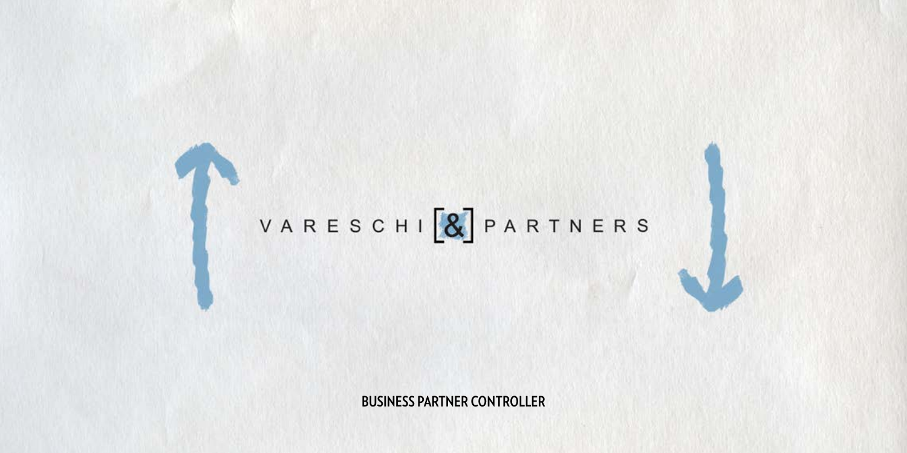VARESCHI [&] PARTNERS

**BUSINESS PARTNER CONTROLLER**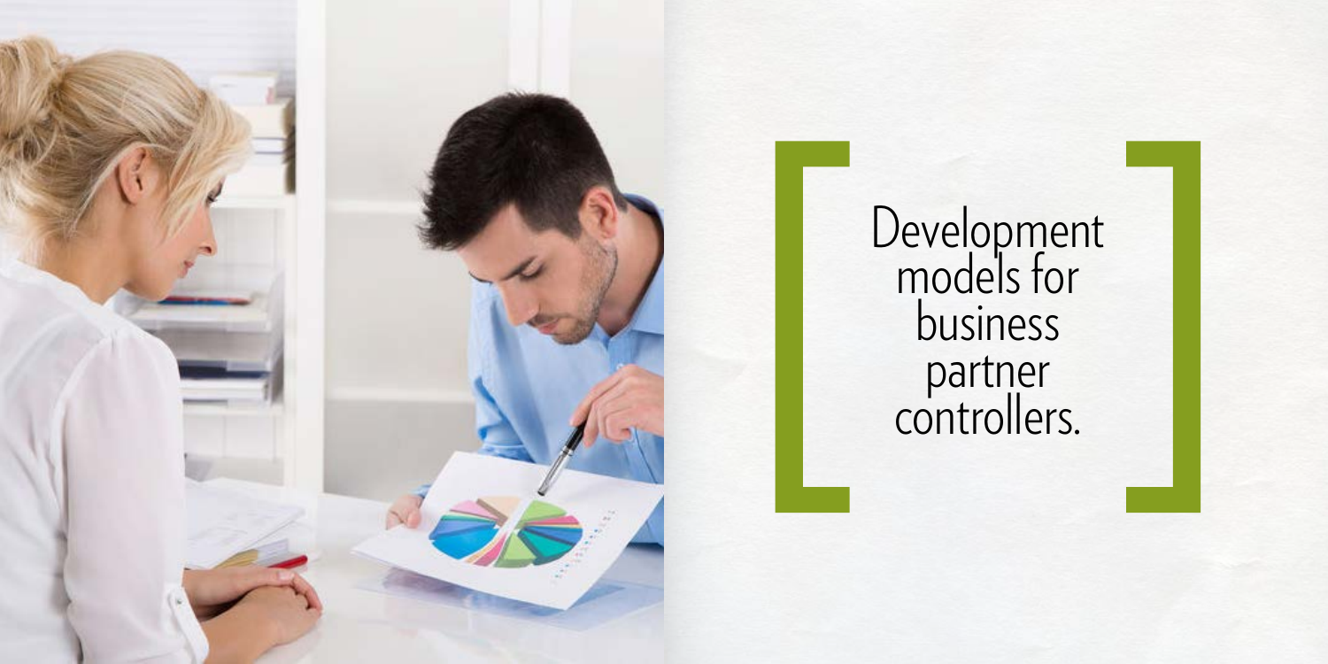# Development models for business partner controllers.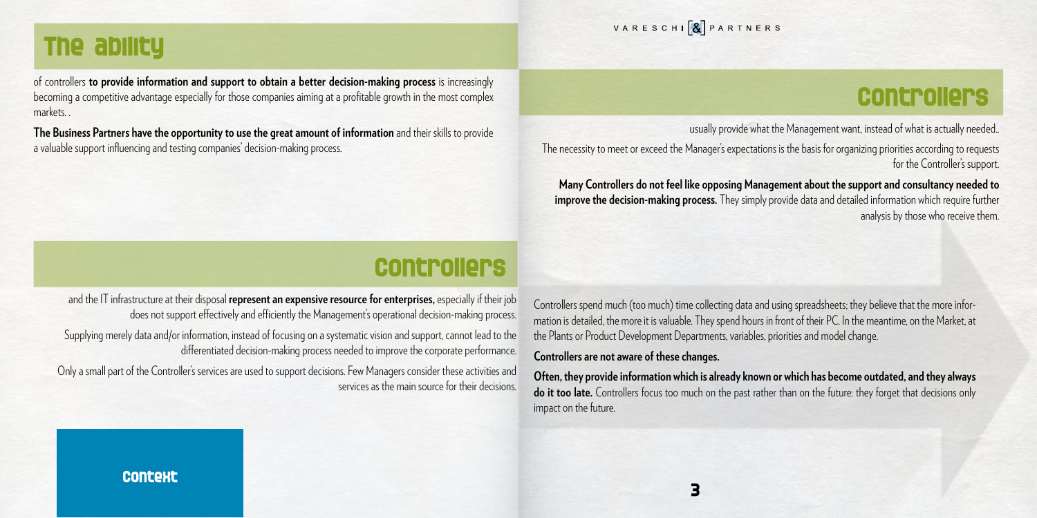## The ability

of controllers **to provide information and support to obtain a better decision-making process** is increasingly becoming a competitive advantage especially for those companies aiming at a profitable growth in the most complex markets. .

**The Business Partners have the opportunity to use the great amount of information** and their skills to provide a valuable support influencing and testing companies' decision-making process.

## Controllers

and the IT infrastructure at their disposal **represent an expensive resource for enterprises,** especially if their job does not support effectively and efficiently the Management's operational decision-making process.

Supplying merely data and/or information, instead of focusing on a systematic vision and support, cannot lead to the differentiated decision-making process needed to improve the corporate performance.

Only a small part of the Controller's services are used to support decisions. Few Managers consider these activities and services as the main source for their decisions.

## Controllers

usually provide what the Management want, instead of what is actually needed..

The necessity to meet or exceed the Manager's expectations is the basis for organizing priorities according to requests for the Controller's support.

**Many Controllers do not feel like opposing Management about the support and consultancy needed to improve the decision-making process.** They simply provide data and detailed information which require further analysis by those who receive them.

Controllers spend much (too much) time collecting data and using spreadsheets; they believe that the more information is detailed, the more it is valuable. They spend hours in front of their PC. In the meantime, on the Market, at the Plants or Product Development Departments, variables, priorities and model change.

**Controllers are not aware of these changes.**

**Often, they provide information which is already known or which has become outdated, and they always do it too late.** Controllers focus too much on the past rather than on the future: they forget that decisions only impact on the future.

Context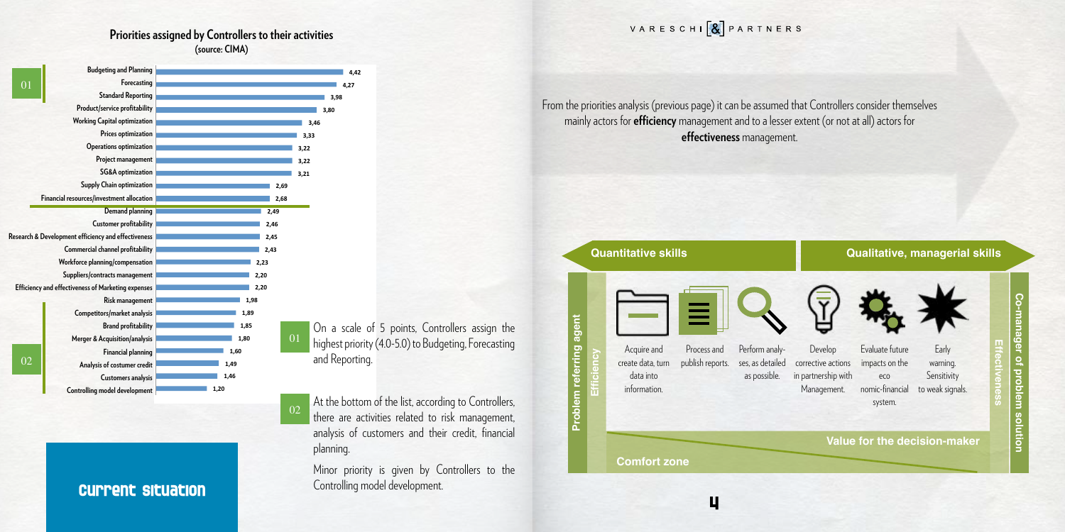## Priorities assigned by Controllers to their activities
(source: CIMA)

| Activity | Priority |
|---|---|
| Budgeting and Planning | 4,42 |
| Forecasting | 4,27 |
| Standard Reporting | 3,98 |
| Product/service profitability | 3,80 |
| Working Capital optimization | 3,46 |
| Prices optimization | 3,33 |
| Operations optimization | 3,22 |
| Project management | 3,22 |
| SG&A optimization | 3,21 |
| Supply Chain optimization | 2,69 |
| Financial resources/investment allocation | 2,68 |
| Demand planning | 2,49 |
| Customer profitability | 2,46 |
| Research & Development efficiency and effectiveness | 2,45 |
| Commercial channel profitability | 2,43 |
| Workforce planning/compensation | 2,23 |
| Suppliers/contracts management | 2,20 |
| Efficiency and effectiveness of Marketing expenses | 2,20 |
| Risk management | 1,98 |
| Competitors/market analysis | 1,89 |
| Brand profitability | 1,85 |
| Merger & Acquisition/analysis | 1,80 |
| Financial planning | 1,60 |
| Analysis of costumer credit | 1,49 |
| Customers analysis | 1,46 |
| Controlling model development | 1,20 |

01 On a scale of 5 points, Controllers assign the highest priority (4.0-5.0) to Budgeting, Forecasting and Reporting.

02 At the bottom of the list, according to Controllers, there are activities related to risk management, analysis of customers and their credit, financial planning.

Minor priority is given by Controllers to the Controlling model development.

# Current situation

From the priorities analysis (previous page) it can be assumed that Controllers consider themselves mainly actors for **efficiency** management and to a lesser extent (or not at all) actors for **effectiveness** management.

**Quantitative skills** — **Qualitative, managerial skills**

Problem referring agent — Efficiency

- Acquire and create data, turn data into information.
- Process and publish reports.
- Perform analyses, as detailed as possible.
- Develop corrective actions in partnership with Management.
- Evaluate future impacts on the economic-financial system.
- Early warning. Sensitivity to weak signals.

Effectiveness — Co-manager of problem solution

Value for the decision-maker

Comfort zone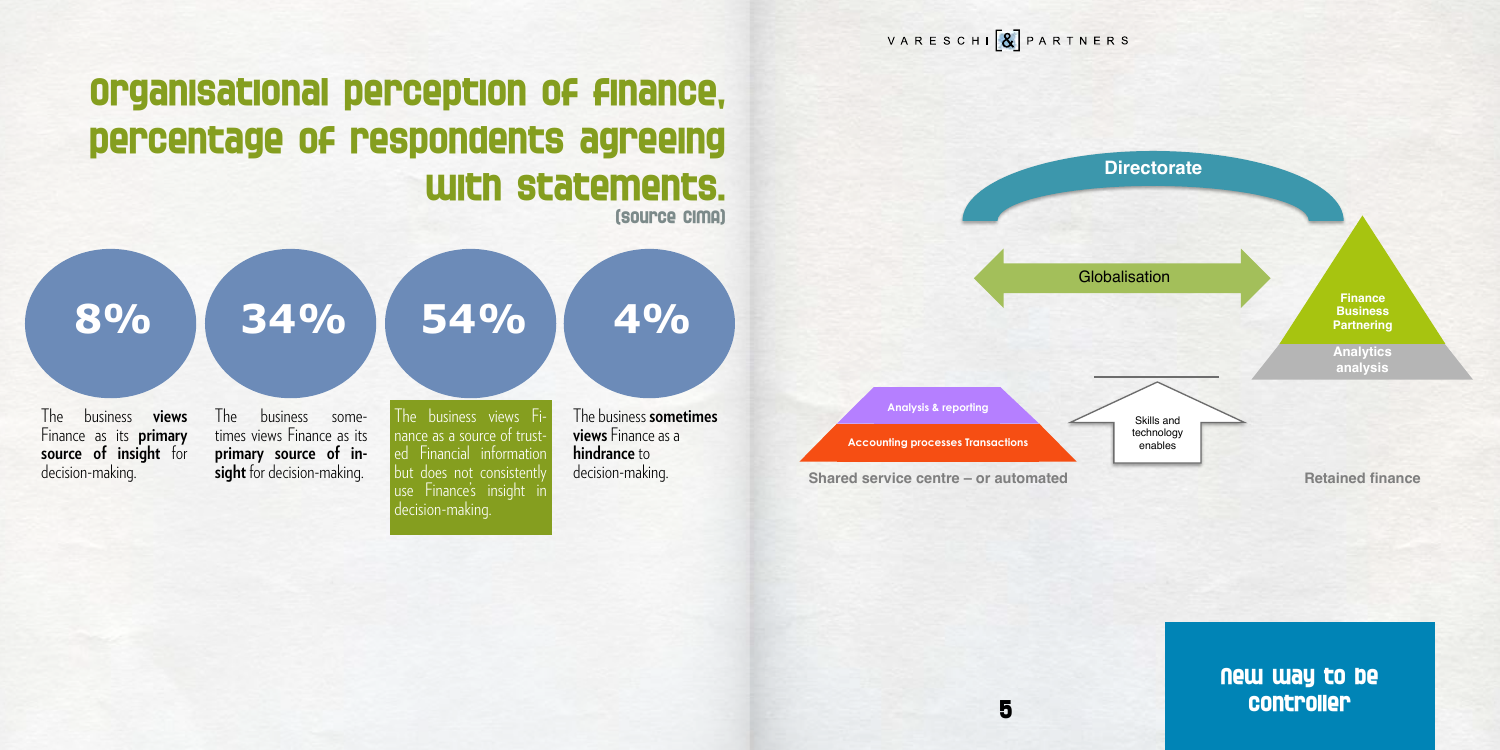# Organisational perception of Finance, percentage of respondents agreeing with statements.

(Source CIMA)

**8%**

The business **views** Finance as its **primary source of insight** for decision-making.

**34%**

The business sometimes views Finance as its **primary source of insight** for decision-making.

**54%**

The business views Finance as a source of trusted Financial information but does not consistently use Finance's insight in decision-making.

**4%**

The business **sometimes views** Finance as a **hindrance** to decision-making.

Directorate

Globalisation

Finance Business Partnering

Analytics analysis

Analysis & reporting

Accounting processes Transactions

Skills and technology enables

Shared service centre – or automated

Retained finance

New way to be controller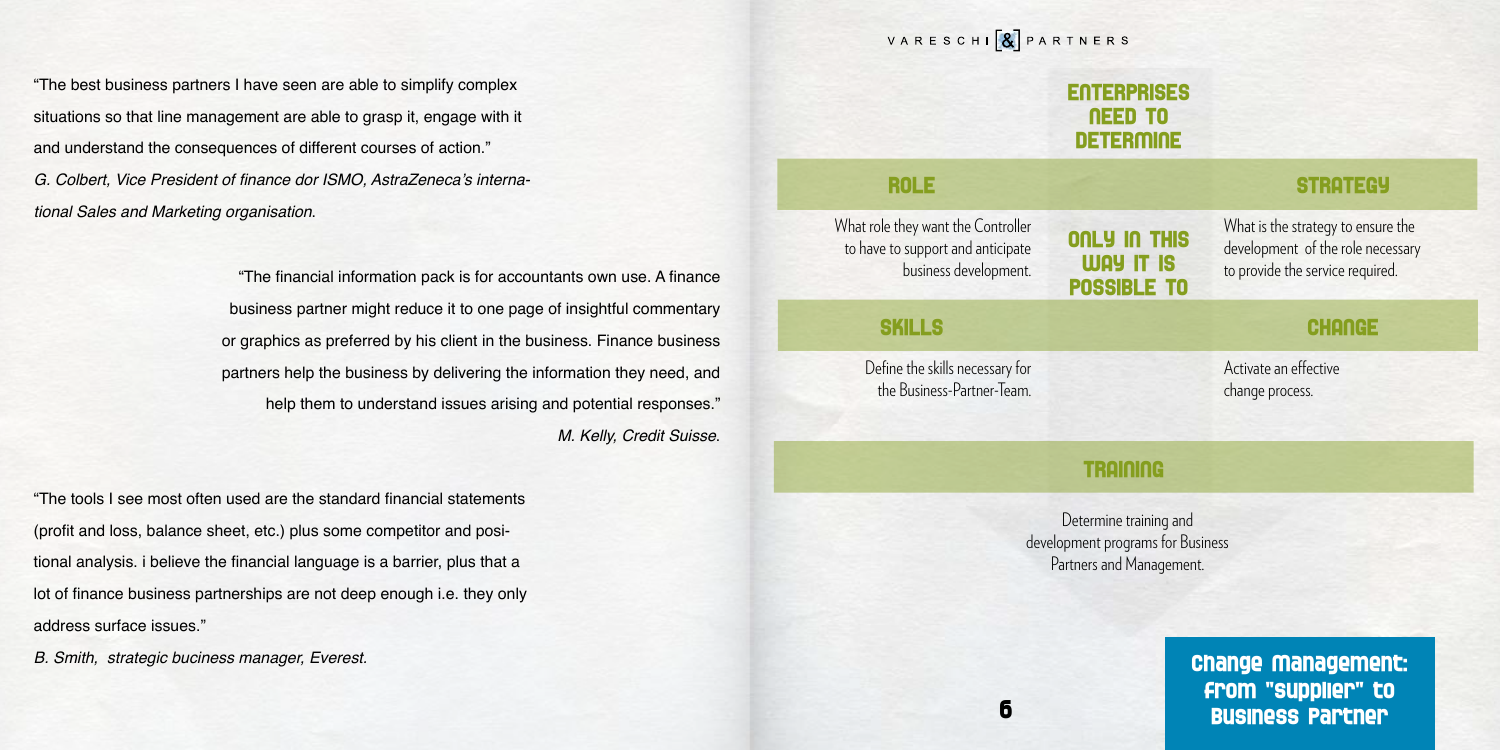"The best business partners I have seen are able to simplify complex situations so that line management are able to grasp it, engage with it and understand the consequences of different courses of action."
*G. Colbert, Vice President of finance dor ISMO, AstraZeneca's international Sales and Marketing organisation.*

"The financial information pack is for accountants own use. A finance business partner might reduce it to one page of insightful commentary or graphics as preferred by his client in the business. Finance business partners help the business by delivering the information they need, and help them to understand issues arising and potential responses."
*M. Kelly, Credit Suisse.*

"The tools I see most often used are the standard financial statements (profit and loss, balance sheet, etc.) plus some competitor and positional analysis. i believe the financial language is a barrier, plus that a lot of finance business partnerships are not deep enough i.e. they only address surface issues."
*B. Smith, strategic buciness manager, Everest.*

VARESCHI [&] PARTNERS

## ENTERPRISES NEED TO DETERMINE

### ROLE

What role they want the Controller to have to support and anticipate business development.

### STRATEGY

What is the strategy to ensure the development of the role necessary to provide the service required.

**ONLY IN THIS WAY IT IS POSSIBLE TO**

### SKILLS

Define the skills necessary for the Business-Partner-Team.

### CHANGE

Activate an effective change process.

### TRAINING

Determine training and development programs for Business Partners and Management.

**Change Management: From "supplier" to Business Partner**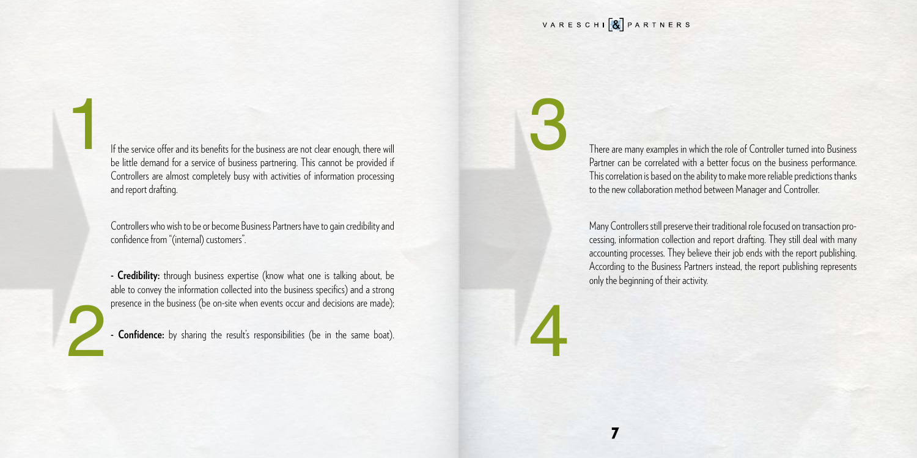1

If the service offer and its benefits for the business are not clear enough, there will be little demand for a service of business partnering. This cannot be provided if Controllers are almost completely busy with activities of information processing and report drafting.

2

Controllers who wish to be or become Business Partners have to gain credibility and confidence from "(internal) customers".

- **Credibility:** through business expertise (know what one is talking about, be able to convey the information collected into the business specifics) and a strong presence in the business (be on-site when events occur and decisions are made);
- **Confidence:** by sharing the result's responsibilities (be in the same boat).

3

There are many examples in which the role of Controller turned into Business Partner can be correlated with a better focus on the business performance. This correlation is based on the ability to make more reliable predictions thanks to the new collaboration method between Manager and Controller.

4

Many Controllers still preserve their traditional role focused on transaction processing, information collection and report drafting. They still deal with many accounting processes. They believe their job ends with the report publishing. According to the Business Partners instead, the report publishing represents only the beginning of their activity.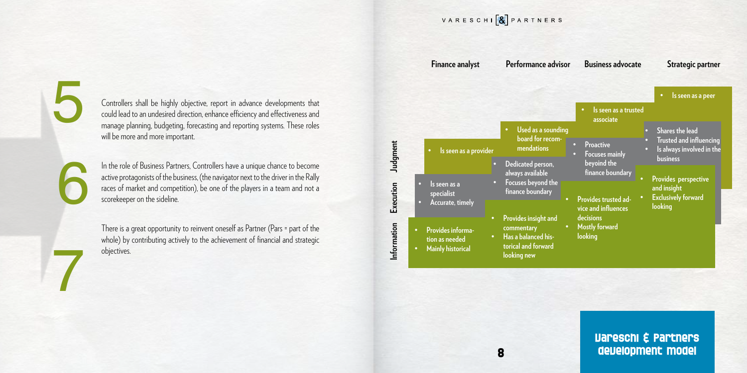5

Controllers shall be highly objective, report in advance developments that could lead to an undesired direction, enhance efficiency and effectiveness and manage planning, budgeting, forecasting and reporting systems. These roles will be more and more important.

6

In the role of Business Partners, Controllers have a unique chance to become active protagonists of the business, (the navigator next to the driver in the Rally races of market and competition), be one of the players in a team and not a scorekeeper on the sideline.

7

There is a great opportunity to reinvent oneself as Partner (Pars = part of the whole) by contributing actively to the achievement of financial and strategic objectives.

| | Finance analyst | Performance advisor | Business advocate | Strategic partner |
|---|---|---|---|---|
| Judgment | • Is seen as a provider | • Used as a sounding board for recommendations | • Is seen as a trusted associate | • Is seen as a peer |
| Execution | • Is seen as a specialist<br>• Accurate, timely | • Dedicated person, always available<br>• Focuses beyond the finance boundary | • Proactive<br>• Focuses mainly beyoind the finance boundary | • Shares the lead<br>• Trusted and influencing<br>• Is always involved in the business |
| Information | • Provides information as needed<br>• Mainly historical | • Provides insight and commentary<br>• Has a balanced historical and forward looking new | • Provides trusted advice and influences decisions<br>• Mostly forward looking | • Provides perspective and insight<br>• Exclusively forward looking |

## Vareschi & Partners development model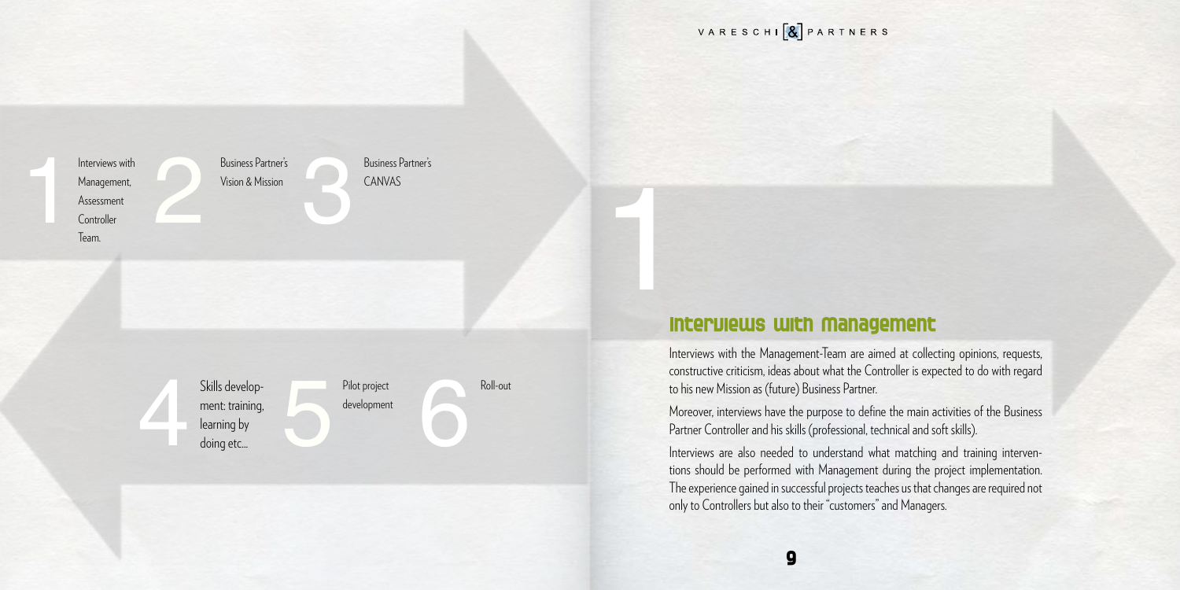1 Interviews with Management, Assessment Controller Team.

2 Business Partner's Vision & Mission

3 Business Partner's CANVAS

4 Skills development: training, learning by doing etc...

5 Pilot project development

6 Roll-out

# 1

## Interviews with Management

Interviews with the Management-Team are aimed at collecting opinions, requests, constructive criticism, ideas about what the Controller is expected to do with regard to his new Mission as (future) Business Partner.

Moreover, interviews have the purpose to define the main activities of the Business Partner Controller and his skills (professional, technical and soft skills).

Interviews are also needed to understand what matching and training interventions should be performed with Management during the project implementation. The experience gained in successful projects teaches us that changes are required not only to Controllers but also to their "customers" and Managers.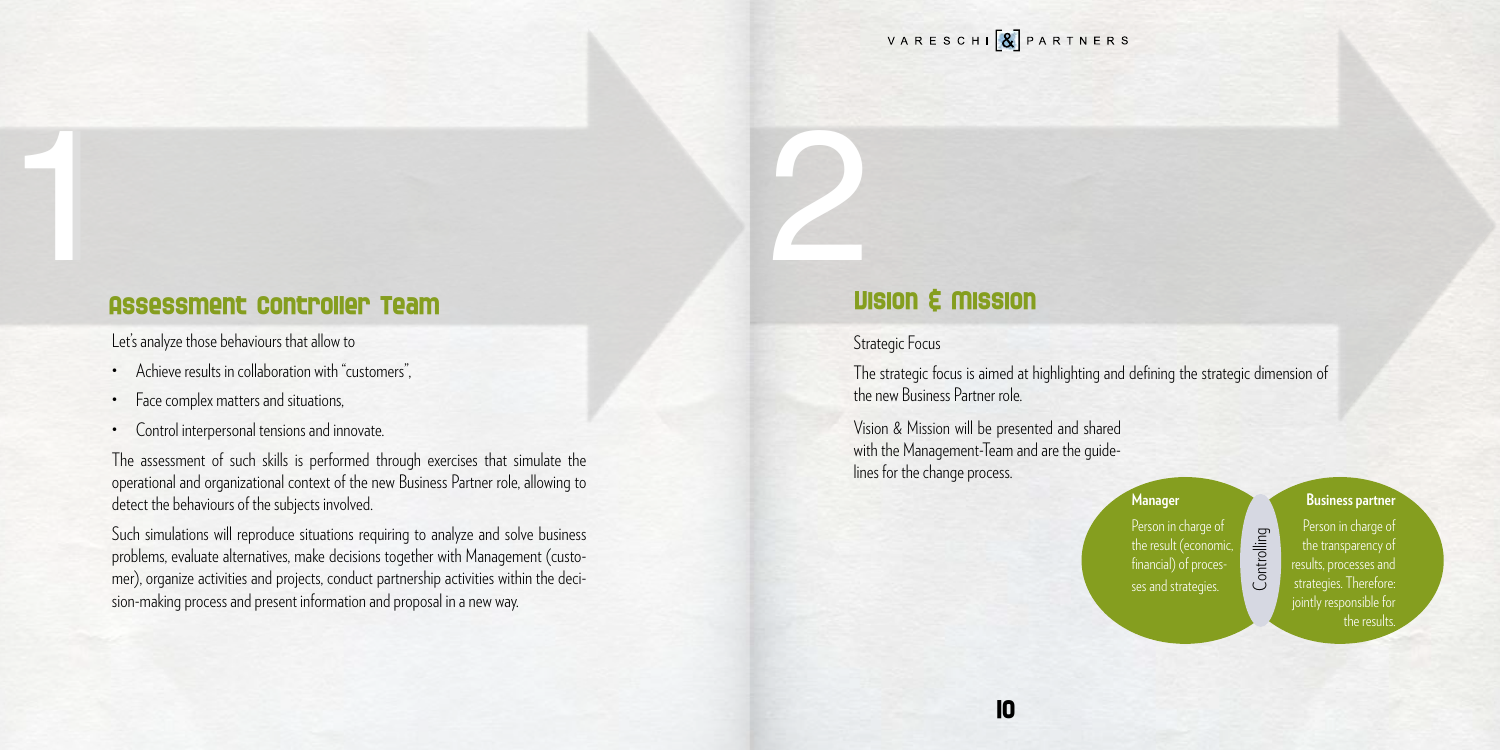# 1

## Assessment Controller Team

Let's analyze those behaviours that allow to

- Achieve results in collaboration with "customers",
- Face complex matters and situations,
- Control interpersonal tensions and innovate.

The assessment of such skills is performed through exercises that simulate the operational and organizational context of the new Business Partner role, allowing to detect the behaviours of the subjects involved.

Such simulations will reproduce situations requiring to analyze and solve business problems, evaluate alternatives, make decisions together with Management (customer), organize activities and projects, conduct partnership activities within the decision-making process and present information and proposal in a new way.

# 2

## Vision & Mission

Strategic Focus

The strategic focus is aimed at highlighting and defining the strategic dimension of the new Business Partner role.

Vision & Mission will be presented and shared with the Management-Team and are the guidelines for the change process.

**Manager**

Person in charge of the result (economic, financial) of processes and strategies.

Controlling

**Business partner**

Person in charge of the transparency of results, processes and strategies. Therefore: jointly responsible for the results.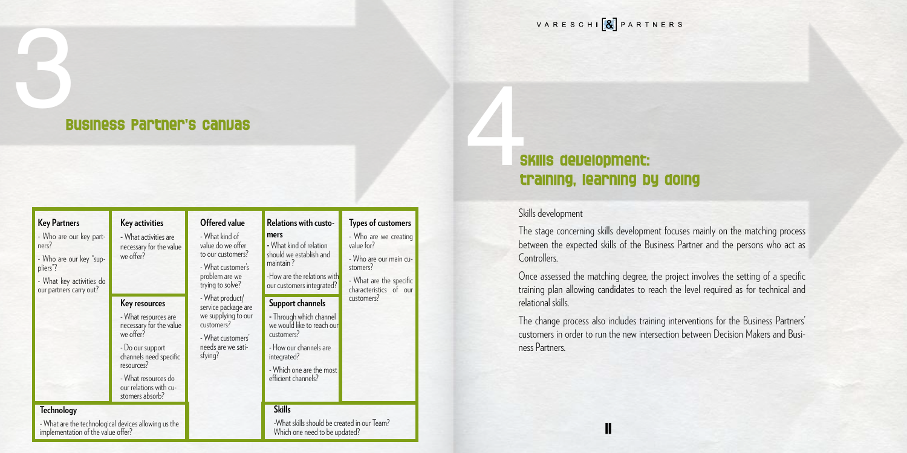# 3

## Business Partner's Canvas

| Key Partners | Key activities | Offered value | Relations with customers | Types of customers |
|---|---|---|---|---|
| - Who are our key partners?<br>- Who are our key "suppliers"?<br>- What key activities do our partners carry out? | - What activities are necessary for the value we offer? | - What kind of value do we offer to our customers?<br>- What customer's problem are we trying to solve?<br>- What product/service package are we supplying to our customers?<br>- What customers' needs are we satisfying? | - What kind of relation should we establish and maintain?<br>-How are the relations with our customers integrated? | - Who are we creating value for?<br>- Who are our main customers?<br>- What are the specific characteristics of our customers? |
| | **Key resources** | | **Support channels** | |
| | - What resources are necessary for the value we offer?<br>- Do our support channels need specific resources?<br>- What resources do our relations with customers absorb? | | - Through which channel we would like to reach our customers?<br>- How our channels are integrated?<br>- Which one are the most efficient channels? | |
| **Technology** | | | **Skills** | |
| - What are the technological devices allowing us the implementation of the value offer? | | | -What skills should be created in our Team? Which one need to be updated? | |

# 4

## Skills development: training, learning by doing

Skills development

The stage concerning skills development focuses mainly on the matching process between the expected skills of the Business Partner and the persons who act as Controllers.

Once assessed the matching degree, the project involves the setting of a specific training plan allowing candidates to reach the level required as for technical and relational skills.

The change process also includes training interventions for the Business Partners' customers in order to run the new intersection between Decision Makers and Business Partners.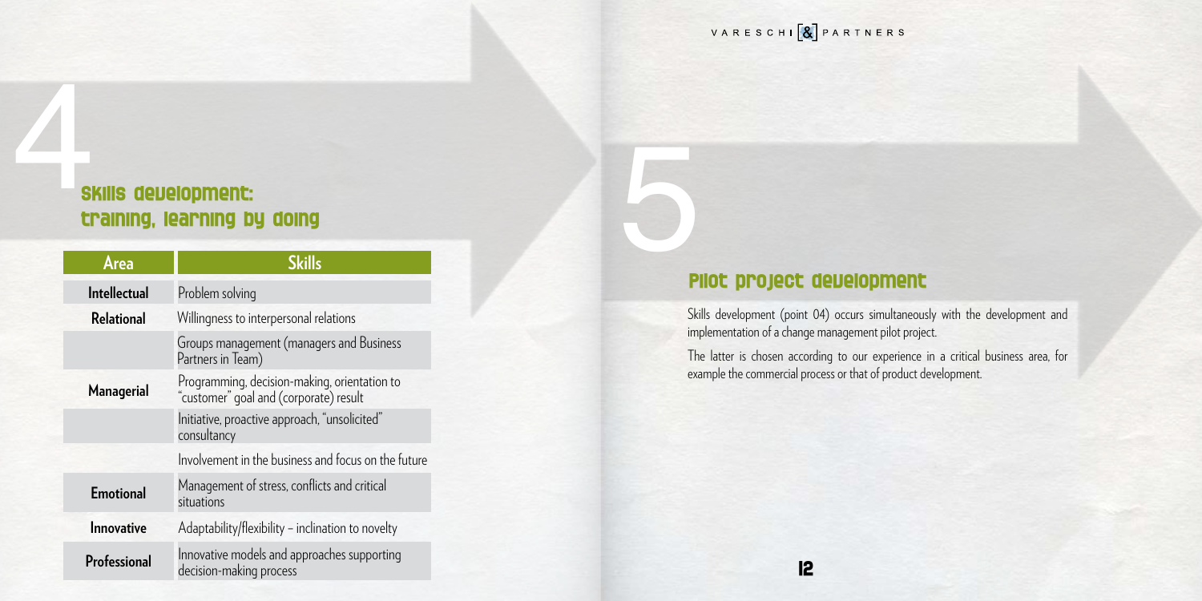# 4 Skills development: training, learning by doing

| Area | Skills |
| --- | --- |
| Intellectual | Problem solving |
| Relational | Willingness to interpersonal relations |
| | Groups management (managers and Business Partners in Team) |
| Managerial | Programming, decision-making, orientation to "customer" goal and (corporate) result |
| | Initiative, proactive approach, "unsolicited" consultancy |
| | Involvement in the business and focus on the future |
| Emotional | Management of stress, conflicts and critical situations |
| Innovative | Adaptability/flexibility – inclination to novelty |
| Professional | Innovative models and approaches supporting decision-making process |

# 5 Pilot project development

Skills development (point 04) occurs simultaneously with the development and implementation of a change management pilot project.

The latter is chosen according to our experience in a critical business area, for example the commercial process or that of product development.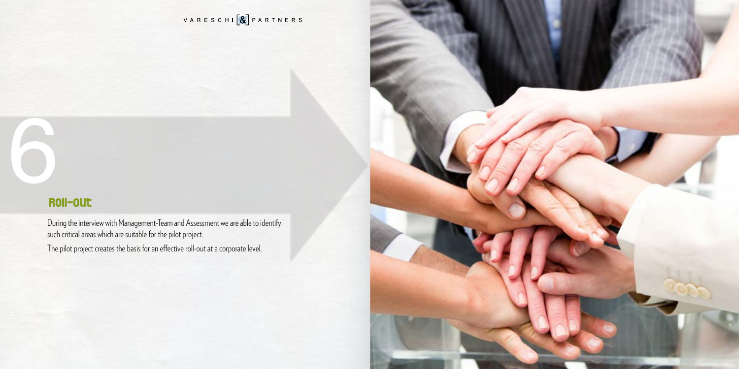# 6

## Roll-out

During the interview with Management-Team and Assessment we are able to identify such critical areas which are suitable for the pilot project.

The pilot project creates the basis for an effective roll-out at a corporate level.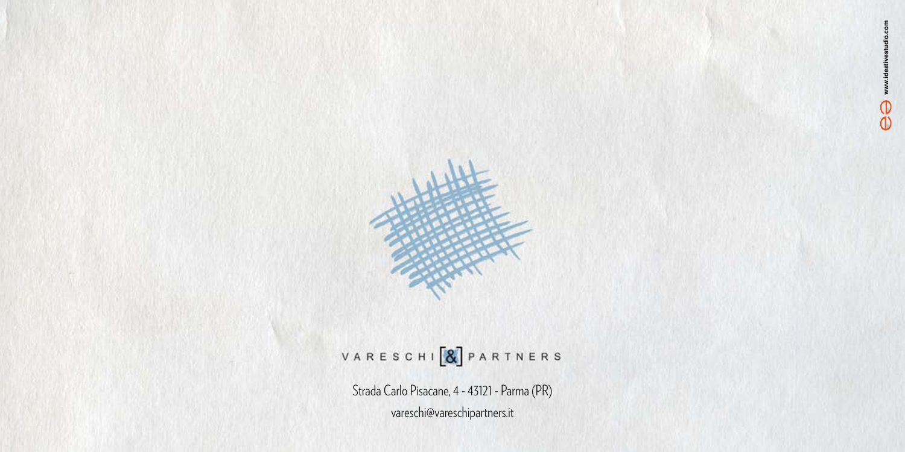VARESCHI [&] PARTNERS

Strada Carlo Pisacane, 4 - 43121 - Parma (PR)

vareschi@vareschipartners.it

www.ideativestudio.com